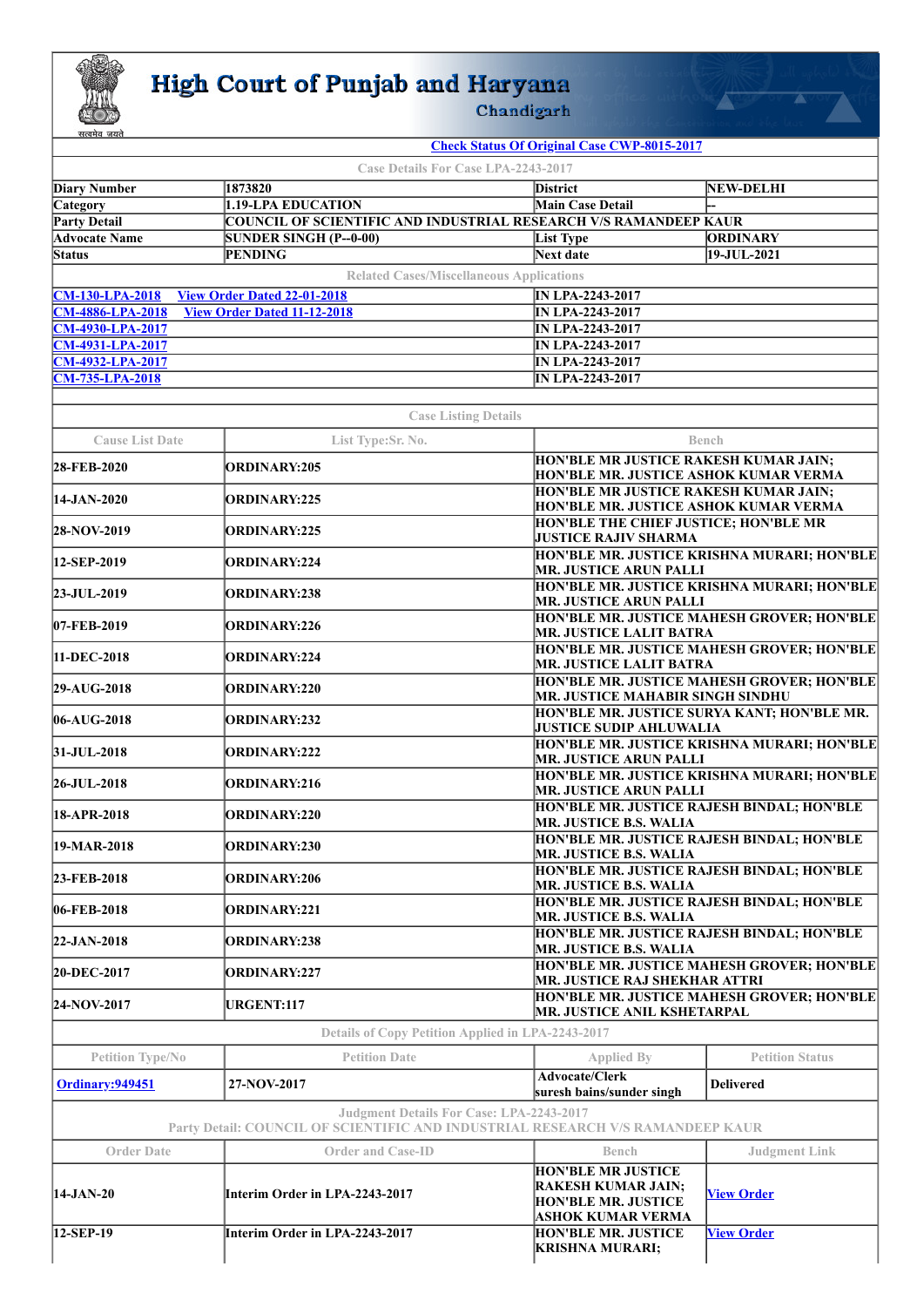# High Court of Punjab and Haryana

Chandigarh

सत्यमेव जयते

Check Status Of Original Case CWP-8015-2017

| Case Details For Case LPA-2243-2017 | | | |
|---|---|---|---|
| Diary Number | 1873820 | District | NEW-DELHI |
| Category | 1.19-LPA EDUCATION | Main Case Detail | -- |
| Party Detail | COUNCIL OF SCIENTIFIC AND INDUSTRIAL RESEARCH V/S RAMANDEEP KAUR | | |
| Advocate Name | SUNDER SINGH (P--0-00) | List Type | ORDINARY |
| Status | PENDING | Next date | 19-JUL-2021 |

| Related Cases/Miscellaneous Applications | | |
|---|---|---|
| CM-130-LPA-2018 | View Order Dated 22-01-2018 | IN LPA-2243-2017 |
| CM-4886-LPA-2018 | View Order Dated 11-12-2018 | IN LPA-2243-2017 |
| CM-4930-LPA-2017 | | IN LPA-2243-2017 |
| CM-4931-LPA-2017 | | IN LPA-2243-2017 |
| CM-4932-LPA-2017 | | IN LPA-2243-2017 |
| CM-735-LPA-2018 | | IN LPA-2243-2017 |

**Case Listing Details**

| Cause List Date | List Type:Sr. No. | Bench |
|---|---|---|
| 28-FEB-2020 | ORDINARY:205 | HON'BLE MR JUSTICE RAKESH KUMAR JAIN; HON'BLE MR. JUSTICE ASHOK KUMAR VERMA |
| 14-JAN-2020 | ORDINARY:225 | HON'BLE MR JUSTICE RAKESH KUMAR JAIN; HON'BLE MR. JUSTICE ASHOK KUMAR VERMA |
| 28-NOV-2019 | ORDINARY:225 | HON'BLE THE CHIEF JUSTICE; HON'BLE MR JUSTICE RAJIV SHARMA |
| 12-SEP-2019 | ORDINARY:224 | HON'BLE MR. JUSTICE KRISHNA MURARI; HON'BLE MR. JUSTICE ARUN PALLI |
| 23-JUL-2019 | ORDINARY:238 | HON'BLE MR. JUSTICE KRISHNA MURARI; HON'BLE MR. JUSTICE ARUN PALLI |
| 07-FEB-2019 | ORDINARY:226 | HON'BLE MR. JUSTICE MAHESH GROVER; HON'BLE MR. JUSTICE LALIT BATRA |
| 11-DEC-2018 | ORDINARY:224 | HON'BLE MR. JUSTICE MAHESH GROVER; HON'BLE MR. JUSTICE LALIT BATRA |
| 29-AUG-2018 | ORDINARY:220 | HON'BLE MR. JUSTICE MAHESH GROVER; HON'BLE MR. JUSTICE MAHABIR SINGH SINDHU |
| 06-AUG-2018 | ORDINARY:232 | HON'BLE MR. JUSTICE SURYA KANT; HON'BLE MR. JUSTICE SUDIP AHLUWALIA |
| 31-JUL-2018 | ORDINARY:222 | HON'BLE MR. JUSTICE KRISHNA MURARI; HON'BLE MR. JUSTICE ARUN PALLI |
| 26-JUL-2018 | ORDINARY:216 | HON'BLE MR. JUSTICE KRISHNA MURARI; HON'BLE MR. JUSTICE ARUN PALLI |
| 18-APR-2018 | ORDINARY:220 | HON'BLE MR. JUSTICE RAJESH BINDAL; HON'BLE MR. JUSTICE B.S. WALIA |
| 19-MAR-2018 | ORDINARY:230 | HON'BLE MR. JUSTICE RAJESH BINDAL; HON'BLE MR. JUSTICE B.S. WALIA |
| 23-FEB-2018 | ORDINARY:206 | HON'BLE MR. JUSTICE RAJESH BINDAL; HON'BLE MR. JUSTICE B.S. WALIA |
| 06-FEB-2018 | ORDINARY:221 | HON'BLE MR. JUSTICE RAJESH BINDAL; HON'BLE MR. JUSTICE B.S. WALIA |
| 22-JAN-2018 | ORDINARY:238 | HON'BLE MR. JUSTICE RAJESH BINDAL; HON'BLE MR. JUSTICE B.S. WALIA |
| 20-DEC-2017 | ORDINARY:227 | HON'BLE MR. JUSTICE MAHESH GROVER; HON'BLE MR. JUSTICE RAJ SHEKHAR ATTRI |
| 24-NOV-2017 | URGENT:117 | HON'BLE MR. JUSTICE MAHESH GROVER; HON'BLE MR. JUSTICE ANIL KSHETARPAL |

**Details of Copy Petition Applied in LPA-2243-2017**

| Petition Type/No | Petition Date | Applied By | Petition Status |
|---|---|---|---|
| Ordinary:949451 | 27-NOV-2017 | Advocate/Clerk suresh bains/sunder singh | Delivered |

**Judgment Details For Case: LPA-2243-2017**
**Party Detail: COUNCIL OF SCIENTIFIC AND INDUSTRIAL RESEARCH V/S RAMANDEEP KAUR**

| Order Date | Order and Case-ID | Bench | Judgment Link |
|---|---|---|---|
| 14-JAN-20 | Interim Order in LPA-2243-2017 | HON'BLE MR JUSTICE RAKESH KUMAR JAIN; HON'BLE MR. JUSTICE ASHOK KUMAR VERMA | View Order |
| 12-SEP-19 | Interim Order in LPA-2243-2017 | HON'BLE MR. JUSTICE KRISHNA MURARI; | View Order |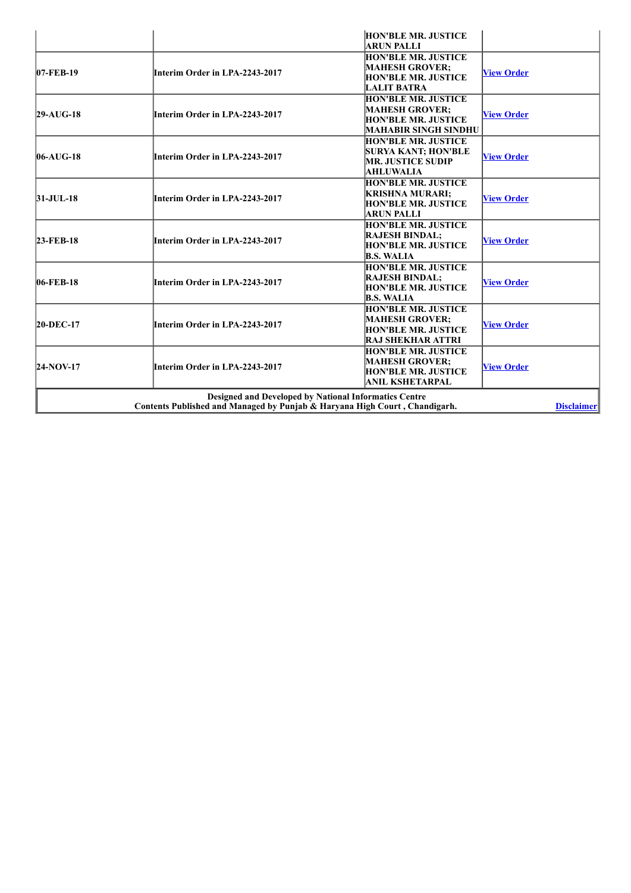| | | | |
|---|---|---|---|
| | | HON'BLE MR. JUSTICE ARUN PALLI | |
| 07-FEB-19 | Interim Order in LPA-2243-2017 | HON'BLE MR. JUSTICE MAHESH GROVER; HON'BLE MR. JUSTICE LALIT BATRA | View Order |
| 29-AUG-18 | Interim Order in LPA-2243-2017 | HON'BLE MR. JUSTICE MAHESH GROVER; HON'BLE MR. JUSTICE MAHABIR SINGH SINDHU | View Order |
| 06-AUG-18 | Interim Order in LPA-2243-2017 | HON'BLE MR. JUSTICE SURYA KANT; HON'BLE MR. JUSTICE SUDIP AHLUWALIA | View Order |
| 31-JUL-18 | Interim Order in LPA-2243-2017 | HON'BLE MR. JUSTICE KRISHNA MURARI; HON'BLE MR. JUSTICE ARUN PALLI | View Order |
| 23-FEB-18 | Interim Order in LPA-2243-2017 | HON'BLE MR. JUSTICE RAJESH BINDAL; HON'BLE MR. JUSTICE B.S. WALIA | View Order |
| 06-FEB-18 | Interim Order in LPA-2243-2017 | HON'BLE MR. JUSTICE RAJESH BINDAL; HON'BLE MR. JUSTICE B.S. WALIA | View Order |
| 20-DEC-17 | Interim Order in LPA-2243-2017 | HON'BLE MR. JUSTICE MAHESH GROVER; HON'BLE MR. JUSTICE RAJ SHEKHAR ATTRI | View Order |
| 24-NOV-17 | Interim Order in LPA-2243-2017 | HON'BLE MR. JUSTICE MAHESH GROVER; HON'BLE MR. JUSTICE ANIL KSHETARPAL | View Order |

Designed and Developed by National Informatics Centre
Contents Published and Managed by Punjab & Haryana High Court , Chandigarh.

Disclaimer